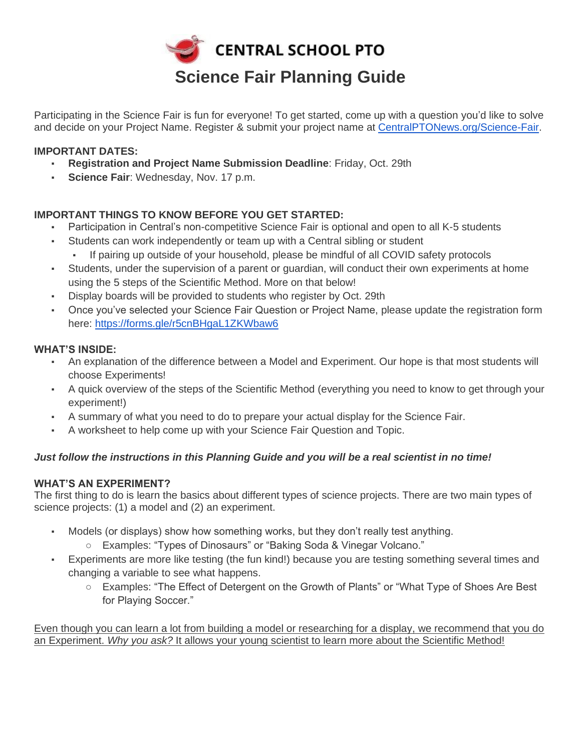# CENTRAL SCHOOL PTO

## Science Fair Planning Guide

Participating in the Science Fair is fun for everyone! To get started, come up with a question you'd like to solve and decide on your Project Name. Register & submit your project name at [CentralPTONews.org/Science-Fair](CentralPTONews.org/Science-Fair).

**IMPORTANT DATES:**

- **Registration and Project Name Submission Deadline**: Friday, Oct. 29th
- **Science Fair**: Wednesday, Nov. 17 p.m.

**IMPORTANT THINGS TO KNOW BEFORE YOU GET STARTED:**

- Participation in Central's non-competitive Science Fair is optional and open to all K-5 students
- Students can work independently or team up with a Central sibling or student
  - If pairing up outside of your household, please be mindful of all COVID safety protocols
- Students, under the supervision of a parent or guardian, will conduct their own experiments at home using the 5 steps of the Scientific Method. More on that below!
- Display boards will be provided to students who register by Oct. 29th
- Once you've selected your Science Fair Question or Project Name, please update the registration form here: [https://forms.gle/r5cnBHgaL1ZKWbaw6](https://forms.gle/r5cnBHgaL1ZKWbaw6)

**WHAT'S INSIDE:**

- An explanation of the difference between a Model and Experiment. Our hope is that most students will choose Experiments!
- A quick overview of the steps of the Scientific Method (everything you need to know to get through your experiment!)
- A summary of what you need to do to prepare your actual display for the Science Fair.
- A worksheet to help come up with your Science Fair Question and Topic.

***Just follow the instructions in this Planning Guide and you will be a real scientist in no time!***

**WHAT'S AN EXPERIMENT?**

The first thing to do is learn the basics about different types of science projects. There are two main types of science projects: (1) a model and (2) an experiment.

- Models (or displays) show how something works, but they don't really test anything.
  - Examples: "Types of Dinosaurs" or "Baking Soda & Vinegar Volcano."
- Experiments are more like testing (the fun kind!) because you are testing something several times and changing a variable to see what happens.
  - Examples: "The Effect of Detergent on the Growth of Plants" or "What Type of Shoes Are Best for Playing Soccer."

Even though you can learn a lot from building a model or researching for a display, we recommend that you do an Experiment. *Why you ask?* It allows your young scientist to learn more about the Scientific Method!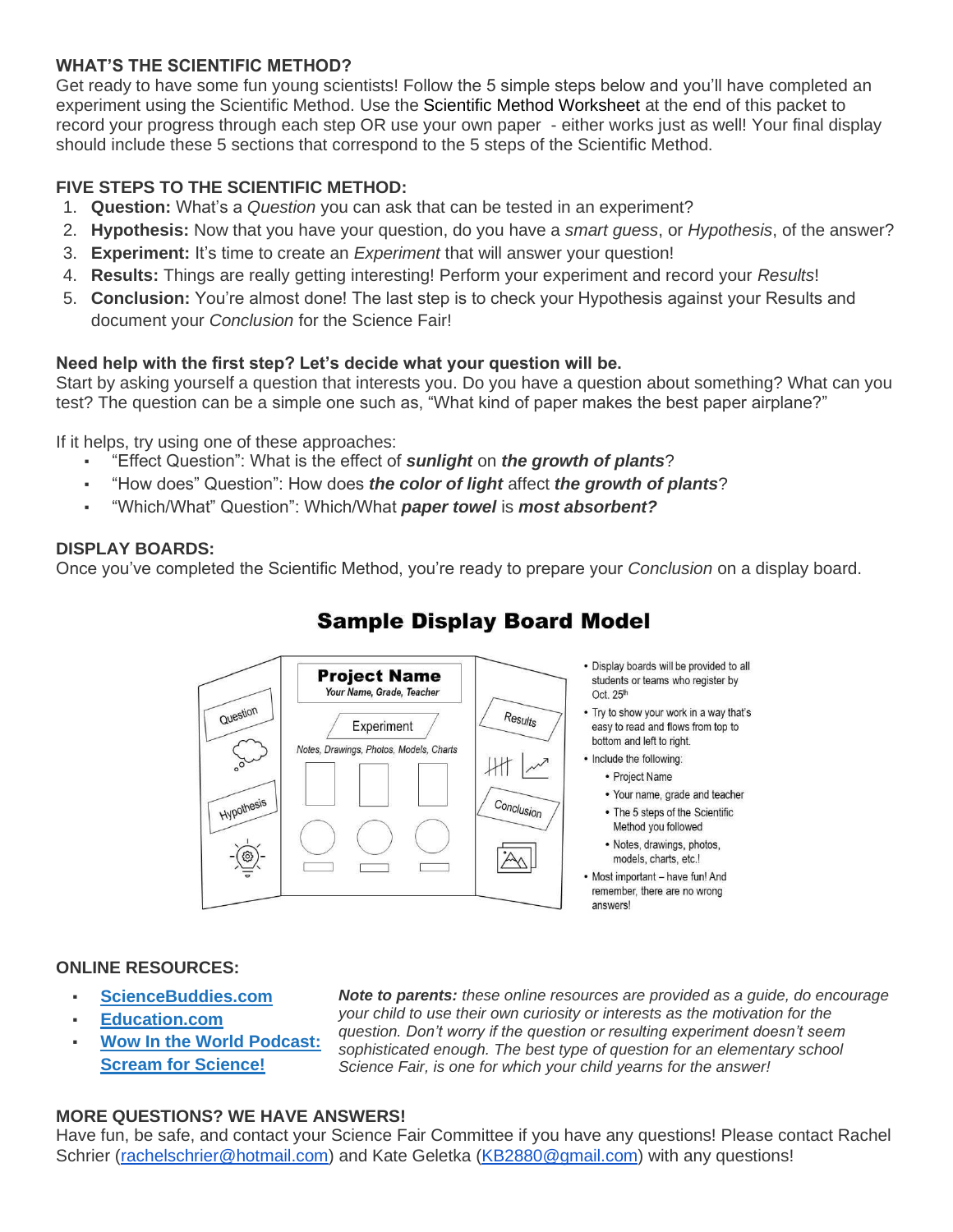## WHAT'S THE SCIENTIFIC METHOD?

Get ready to have some fun young scientists! Follow the 5 simple steps below and you'll have completed an experiment using the Scientific Method. Use the Scientific Method Worksheet at the end of this packet to record your progress through each step OR use your own paper - either works just as well! Your final display should include these 5 sections that correspond to the 5 steps of the Scientific Method.

## FIVE STEPS TO THE SCIENTIFIC METHOD:

1. **Question:** What's a *Question* you can ask that can be tested in an experiment?
2. **Hypothesis:** Now that you have your question, do you have a *smart guess*, or *Hypothesis*, of the answer?
3. **Experiment:** It's time to create an *Experiment* that will answer your question!
4. **Results:** Things are really getting interesting! Perform your experiment and record your *Results*!
5. **Conclusion:** You're almost done! The last step is to check your Hypothesis against your Results and document your *Conclusion* for the Science Fair!

### Need help with the first step? Let's decide what your question will be.

Start by asking yourself a question that interests you. Do you have a question about something? What can you test? The question can be a simple one such as, "What kind of paper makes the best paper airplane?"

If it helps, try using one of these approaches:

- "Effect Question": What is the effect of ***sunlight*** on ***the growth of plants***?
- "How does" Question": How does ***the color of light*** affect ***the growth of plants***?
- "Which/What" Question": Which/What ***paper towel*** is ***most absorbent?***

## DISPLAY BOARDS:

Once you've completed the Scientific Method, you're ready to prepare your *Conclusion* on a display board.

## Sample Display Board Model

Question | Hypothesis | **Project Name** *Your Name, Grade, Teacher* | Experiment | *Notes, Drawings, Photos, Models, Charts* | Results | Conclusion

- Display boards will be provided to all students or teams who register by Oct. 25th
- Try to show your work in a way that's easy to read and flows from top to bottom and left to right.
- Include the following:
  - Project Name
  - Your name, grade and teacher
  - The 5 steps of the Scientific Method you followed
  - Notes, drawings, photos, models, charts, etc.!
- Most important – have fun! And remember, there are no wrong answers!

## ONLINE RESOURCES:

- [ScienceBuddies.com](ScienceBuddies.com)
- [Education.com](Education.com)
- [Wow In the World Podcast: Scream for Science!]()

***Note to parents:*** *these online resources are provided as a guide, do encourage your child to use their own curiosity or interests as the motivation for the question. Don't worry if the question or resulting experiment doesn't seem sophisticated enough. The best type of question for an elementary school Science Fair, is one for which your child yearns for the answer!*

## MORE QUESTIONS? WE HAVE ANSWERS!

Have fun, be safe, and contact your Science Fair Committee if you have any questions! Please contact Rachel Schrier (rachelschrier@hotmail.com) and Kate Geletka (KB2880@gmail.com) with any questions!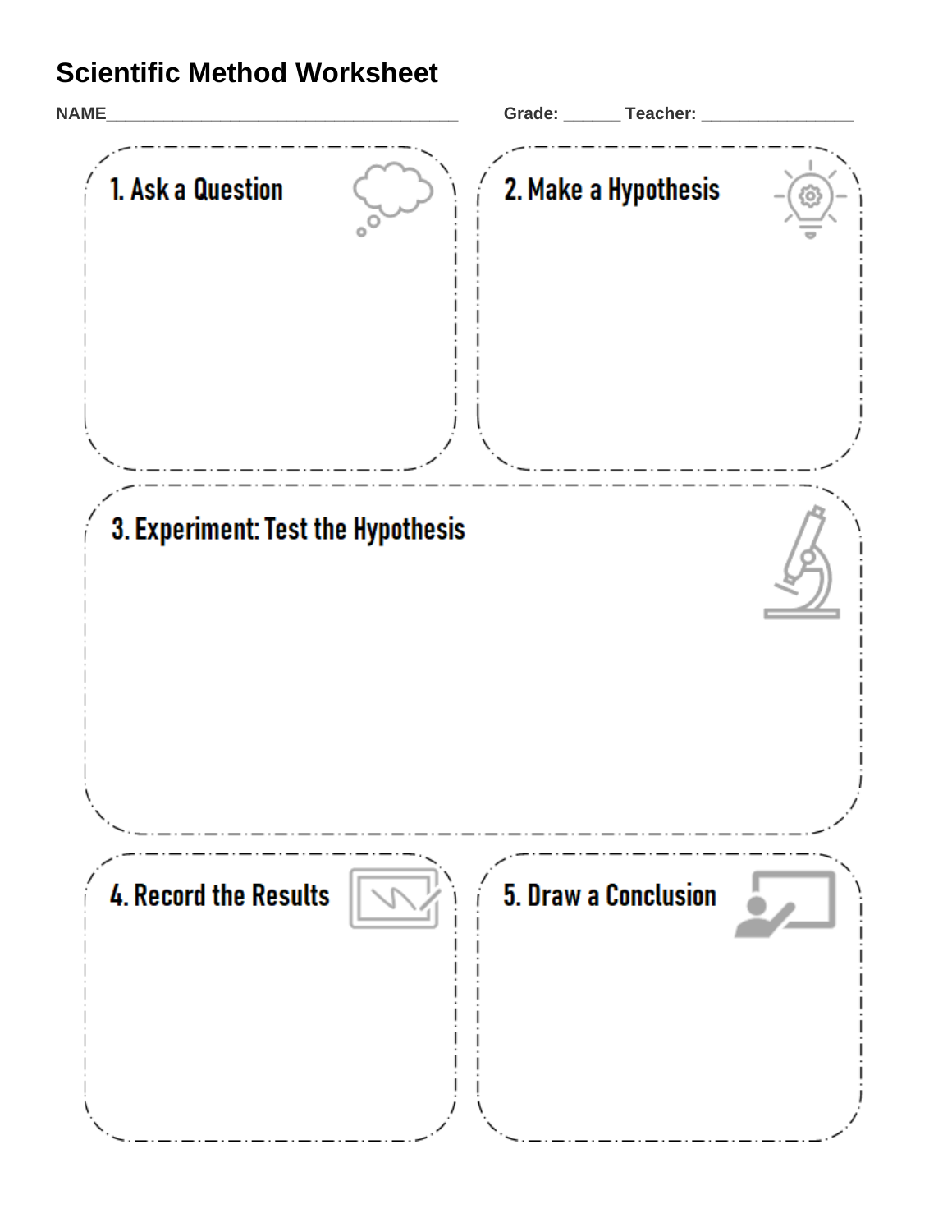# Scientific Method Worksheet

**NAME**_______________________________________ **Grade:** ______ **Teacher:** ________________

## 1. Ask a Question

## 2. Make a Hypothesis

## 3. Experiment: Test the Hypothesis

## 4. Record the Results

## 5. Draw a Conclusion